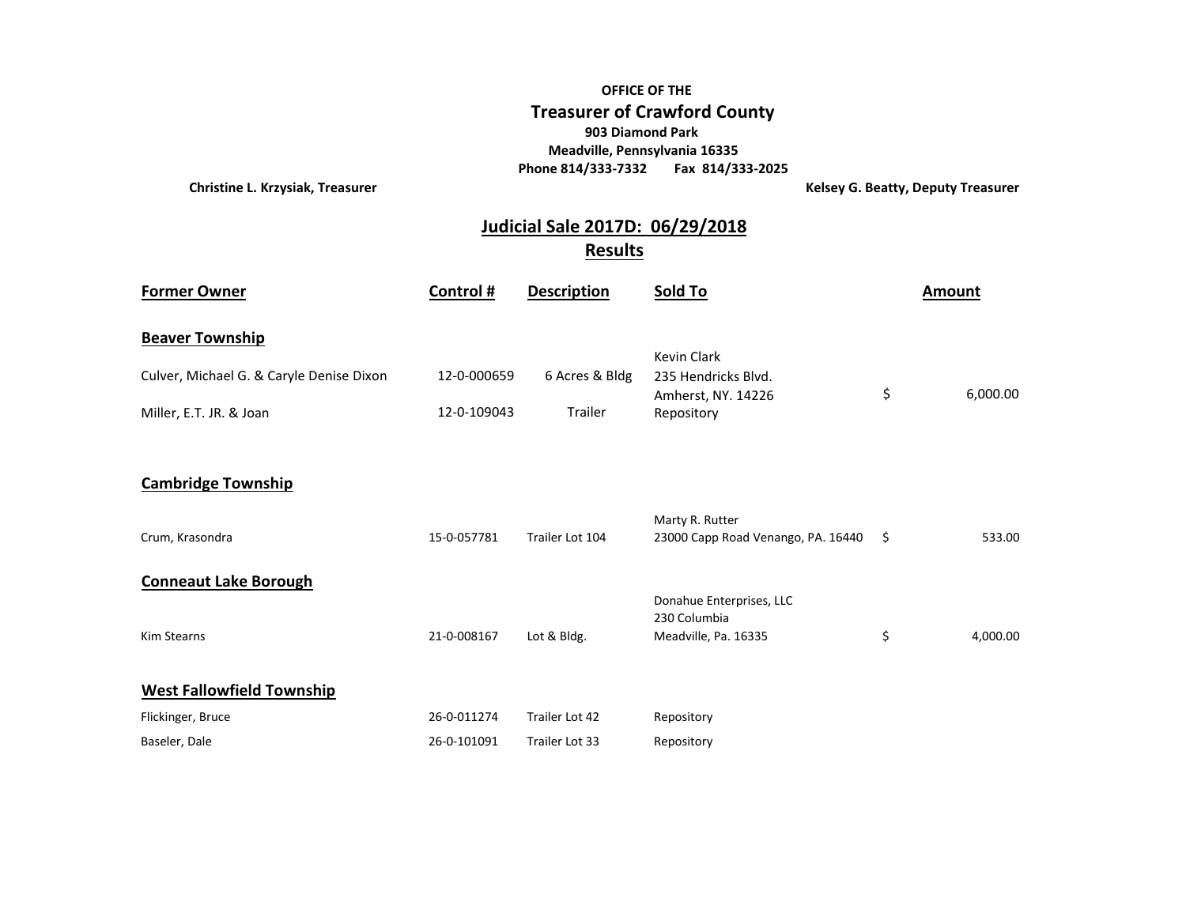**OFFICE OF THE**

## Treasurer of Crawford County

**903 Diamond Park**
**Meadville, Pennsylvania 16335**
**Phone 814/333-7332 Fax 814/333-2025**

**Christine L. Krzysiak, Treasurer** | **Kelsey G. Beatty, Deputy Treasurer**

## Judicial Sale 2017D: 06/29/2018
## Results

| Former Owner | Control # | Description | Sold To | Amount |
|---|---|---|---|---|
| **Beaver Township** | | | | |
| Culver, Michael G. & Caryle Denise Dixon | 12-0-000659 | 6 Acres & Bldg | Kevin Clark 235 Hendricks Blvd. Amherst, NY. 14226 | $ 6,000.00 |
| Miller, E.T. JR. & Joan | 12-0-109043 | Trailer | Repository | |
| **Cambridge Township** | | | | |
| Crum, Krasondra | 15-0-057781 | Trailer Lot 104 | Marty R. Rutter 23000 Capp Road Venango, PA. 16440 | $ 533.00 |
| **Conneaut Lake Borough** | | | | |
| Kim Stearns | 21-0-008167 | Lot & Bldg. | Donahue Enterprises, LLC 230 Columbia Meadville, Pa. 16335 | $ 4,000.00 |
| **West Fallowfield Township** | | | | |
| Flickinger, Bruce | 26-0-011274 | Trailer Lot 42 | Repository | |
| Baseler, Dale | 26-0-101091 | Trailer Lot 33 | Repository | |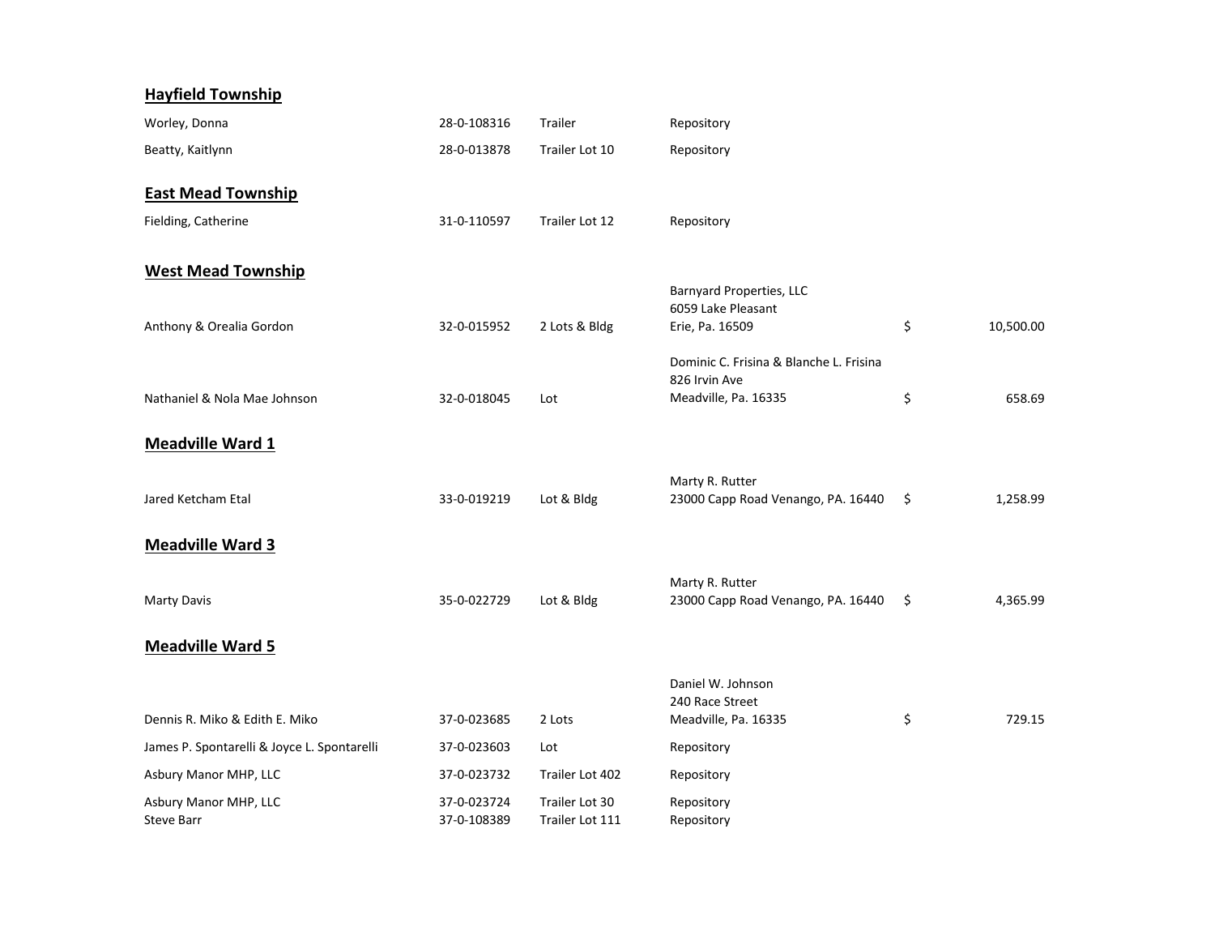### Hayfield Township

| | | | | |
|---|---|---|---|---|
| Worley, Donna | 28-0-108316 | Trailer | Repository | |
| Beatty, Kaitlynn | 28-0-013878 | Trailer Lot 10 | Repository | |

### East Mead Township

| | | | | |
|---|---|---|---|---|
| Fielding, Catherine | 31-0-110597 | Trailer Lot 12 | Repository | |

### West Mead Township

| | | | | |
|---|---|---|---|---|
| Anthony & Orealia Gordon | 32-0-015952 | 2 Lots & Bldg | Barnyard Properties, LLC<br>6059 Lake Pleasant<br>Erie, Pa. 16509 | $ 10,500.00 |
| Nathaniel & Nola Mae Johnson | 32-0-018045 | Lot | Dominic C. Frisina & Blanche L. Frisina<br>826 Irvin Ave<br>Meadville, Pa. 16335 | $ 658.69 |

### Meadville Ward 1

| | | | | |
|---|---|---|---|---|
| Jared Ketcham Etal | 33-0-019219 | Lot & Bldg | Marty R. Rutter<br>23000 Capp Road Venango, PA. 16440 | $ 1,258.99 |

### Meadville Ward 3

| | | | | |
|---|---|---|---|---|
| Marty Davis | 35-0-022729 | Lot & Bldg | Marty R. Rutter<br>23000 Capp Road Venango, PA. 16440 | $ 4,365.99 |

### Meadville Ward 5

| | | | | |
|---|---|---|---|---|
| Dennis R. Miko & Edith E. Miko | 37-0-023685 | 2 Lots | Daniel W. Johnson<br>240 Race Street<br>Meadville, Pa. 16335 | $ 729.15 |
| James P. Spontarelli & Joyce L. Spontarelli | 37-0-023603 | Lot | Repository | |
| Asbury Manor MHP, LLC | 37-0-023732 | Trailer Lot 402 | Repository | |
| Asbury Manor MHP, LLC | 37-0-023724 | Trailer Lot 30 | Repository | |
| Steve Barr | 37-0-108389 | Trailer Lot 111 | Repository | |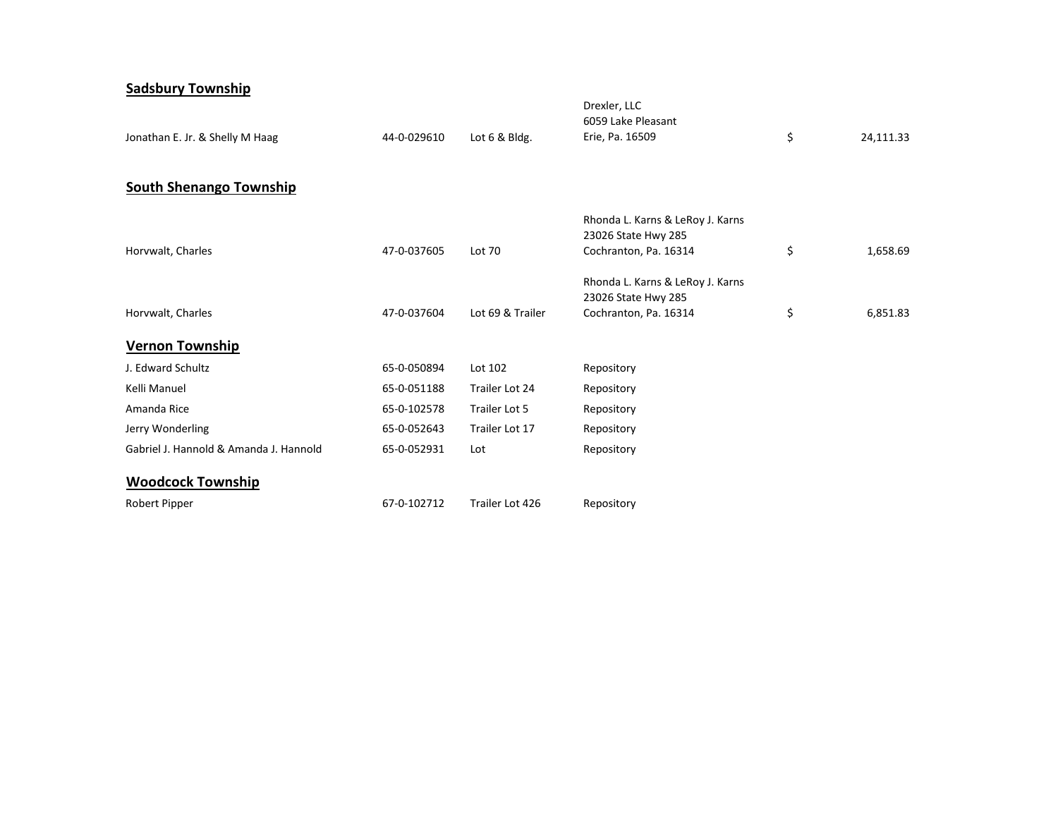## Sadsbury Township

| | | | | | |
|---|---|---|---|---|---|
| Jonathan E. Jr. & Shelly M Haag | 44-0-029610 | Lot 6 & Bldg. | Drexler, LLC<br>6059 Lake Pleasant<br>Erie, Pa. 16509 | $ | 24,111.33 |

## South Shenango Township

| | | | | | |
|---|---|---|---|---|---|
| Horvwalt, Charles | 47-0-037605 | Lot 70 | Rhonda L. Karns & LeRoy J. Karns<br>23026 State Hwy 285<br>Cochranton, Pa. 16314 | $ | 1,658.69 |
| Horvwalt, Charles | 47-0-037604 | Lot 69 & Trailer | Rhonda L. Karns & LeRoy J. Karns<br>23026 State Hwy 285<br>Cochranton, Pa. 16314 | $ | 6,851.83 |

## Vernon Township

| | | | |
|---|---|---|---|
| J. Edward Schultz | 65-0-050894 | Lot 102 | Repository |
| Kelli Manuel | 65-0-051188 | Trailer Lot 24 | Repository |
| Amanda Rice | 65-0-102578 | Trailer Lot 5 | Repository |
| Jerry Wonderling | 65-0-052643 | Trailer Lot 17 | Repository |
| Gabriel J. Hannold & Amanda J. Hannold | 65-0-052931 | Lot | Repository |

## Woodcock Township

| | | | |
|---|---|---|---|
| Robert Pipper | 67-0-102712 | Trailer Lot 426 | Repository |